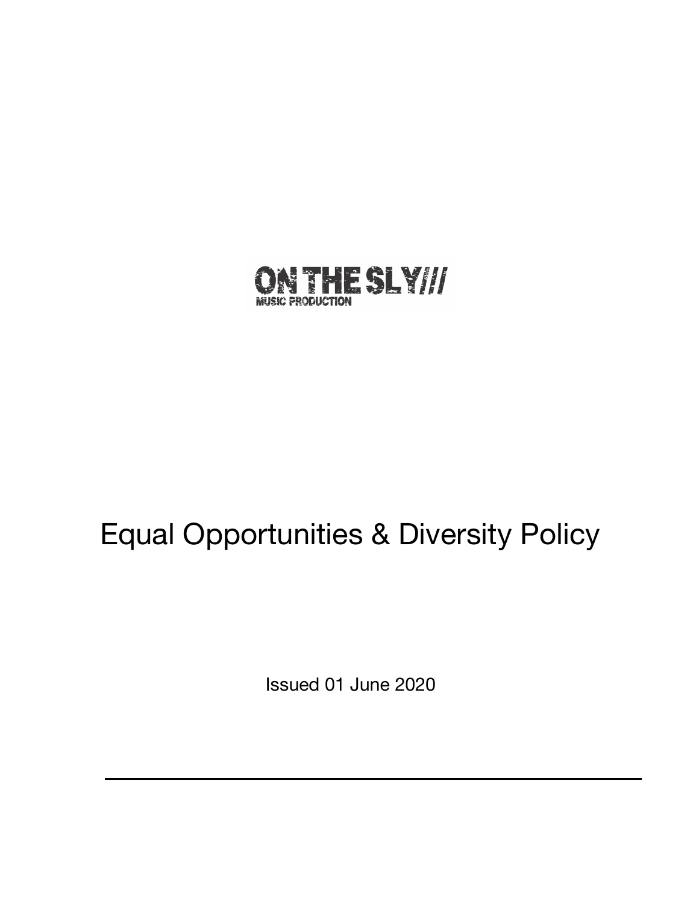ON THE SLY///
MUSIC PRODUCTION

# Equal Opportunities & Diversity Policy

Issued 01 June 2020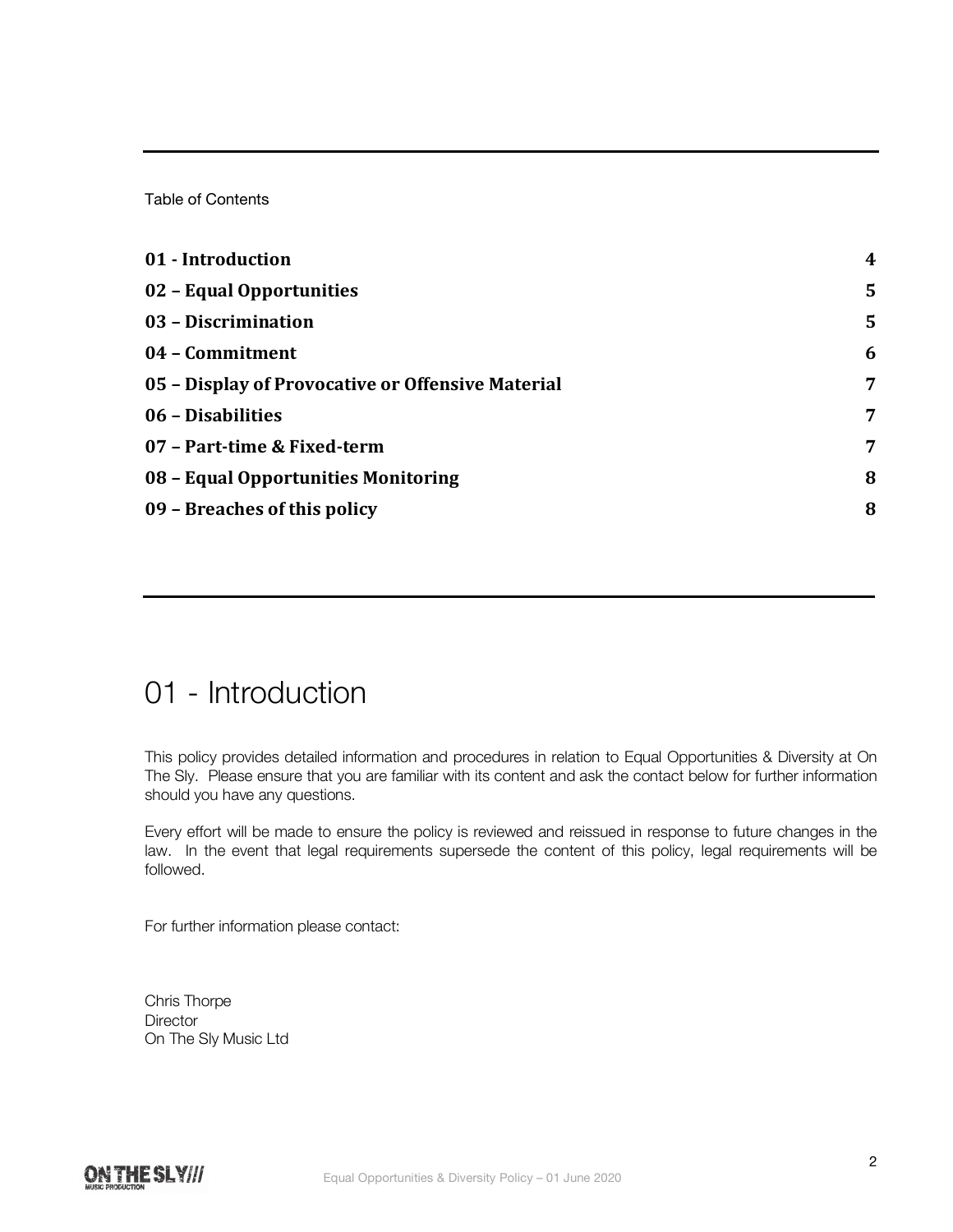Table of Contents

| | |
|---|---|
| **01 - Introduction** | **4** |
| **02 – Equal Opportunities** | **5** |
| **03 – Discrimination** | **5** |
| **04 – Commitment** | **6** |
| **05 – Display of Provocative or Offensive Material** | **7** |
| **06 – Disabilities** | **7** |
| **07 – Part-time & Fixed-term** | **7** |
| **08 – Equal Opportunities Monitoring** | **8** |
| **09 – Breaches of this policy** | **8** |

# 01 - Introduction

This policy provides detailed information and procedures in relation to Equal Opportunities & Diversity at On The Sly. Please ensure that you are familiar with its content and ask the contact below for further information should you have any questions.

Every effort will be made to ensure the policy is reviewed and reissued in response to future changes in the law. In the event that legal requirements supersede the content of this policy, legal requirements will be followed.

For further information please contact:

Chris Thorpe
Director
On The Sly Music Ltd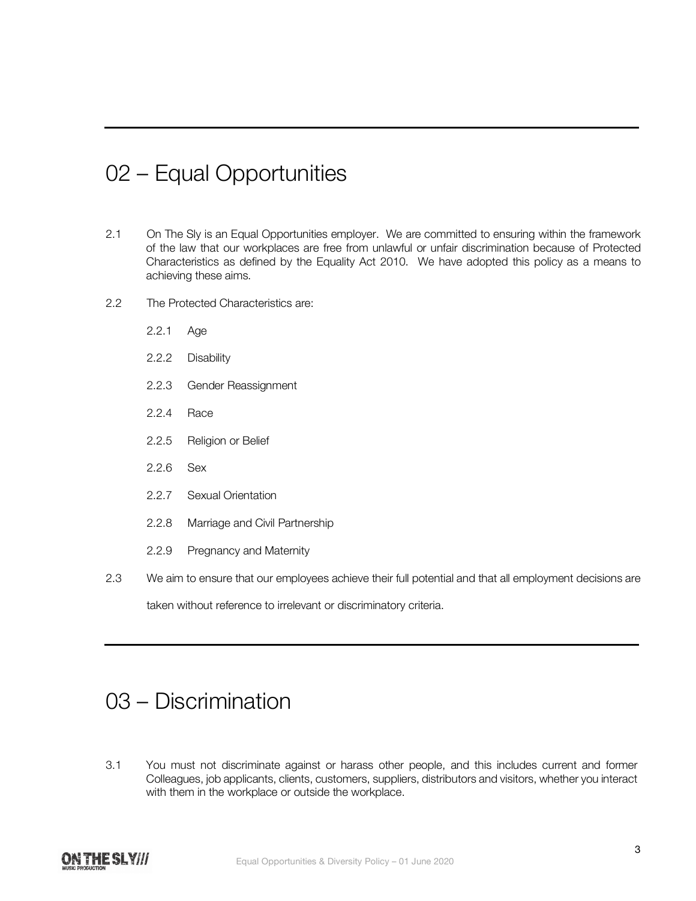## 02 – Equal Opportunities

2.1 On The Sly is an Equal Opportunities employer. We are committed to ensuring within the framework of the law that our workplaces are free from unlawful or unfair discrimination because of Protected Characteristics as defined by the Equality Act 2010. We have adopted this policy as a means to achieving these aims.

2.2 The Protected Characteristics are:

- 2.2.1 Age
- 2.2.2 Disability
- 2.2.3 Gender Reassignment
- 2.2.4 Race
- 2.2.5 Religion or Belief
- 2.2.6 Sex
- 2.2.7 Sexual Orientation
- 2.2.8 Marriage and Civil Partnership
- 2.2.9 Pregnancy and Maternity

2.3 We aim to ensure that our employees achieve their full potential and that all employment decisions are taken without reference to irrelevant or discriminatory criteria.

## 03 – Discrimination

3.1 You must not discriminate against or harass other people, and this includes current and former Colleagues, job applicants, clients, customers, suppliers, distributors and visitors, whether you interact with them in the workplace or outside the workplace.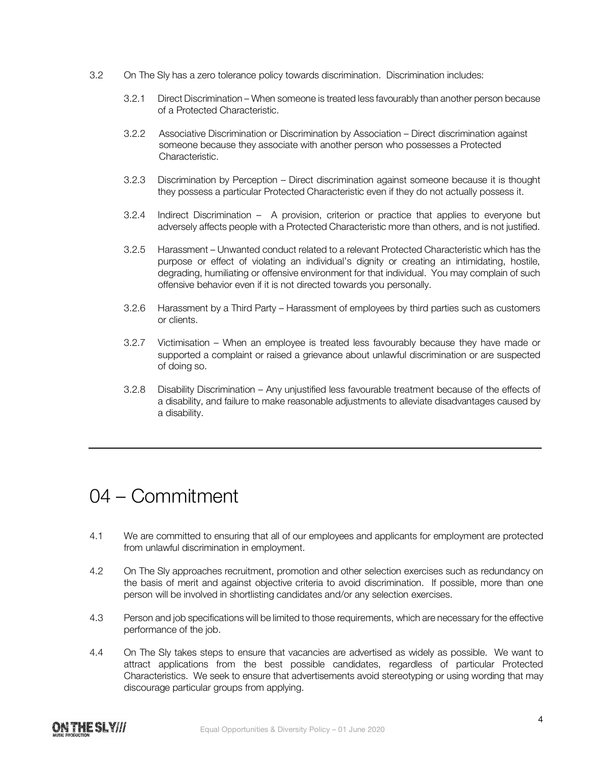3.2 On The Sly has a zero tolerance policy towards discrimination. Discrimination includes:

3.2.1 Direct Discrimination – When someone is treated less favourably than another person because of a Protected Characteristic.

3.2.2 Associative Discrimination or Discrimination by Association – Direct discrimination against someone because they associate with another person who possesses a Protected Characteristic.

3.2.3 Discrimination by Perception – Direct discrimination against someone because it is thought they possess a particular Protected Characteristic even if they do not actually possess it.

3.2.4 Indirect Discrimination – A provision, criterion or practice that applies to everyone but adversely affects people with a Protected Characteristic more than others, and is not justified.

3.2.5 Harassment – Unwanted conduct related to a relevant Protected Characteristic which has the purpose or effect of violating an individual's dignity or creating an intimidating, hostile, degrading, humiliating or offensive environment for that individual. You may complain of such offensive behavior even if it is not directed towards you personally.

3.2.6 Harassment by a Third Party – Harassment of employees by third parties such as customers or clients.

3.2.7 Victimisation – When an employee is treated less favourably because they have made or supported a complaint or raised a grievance about unlawful discrimination or are suspected of doing so.

3.2.8 Disability Discrimination – Any unjustified less favourable treatment because of the effects of a disability, and failure to make reasonable adjustments to alleviate disadvantages caused by a disability.

---

# 04 – Commitment

4.1 We are committed to ensuring that all of our employees and applicants for employment are protected from unlawful discrimination in employment.

4.2 On The Sly approaches recruitment, promotion and other selection exercises such as redundancy on the basis of merit and against objective criteria to avoid discrimination. If possible, more than one person will be involved in shortlisting candidates and/or any selection exercises.

4.3 Person and job specifications will be limited to those requirements, which are necessary for the effective performance of the job.

4.4 On The Sly takes steps to ensure that vacancies are advertised as widely as possible. We want to attract applications from the best possible candidates, regardless of particular Protected Characteristics. We seek to ensure that advertisements avoid stereotyping or using wording that may discourage particular groups from applying.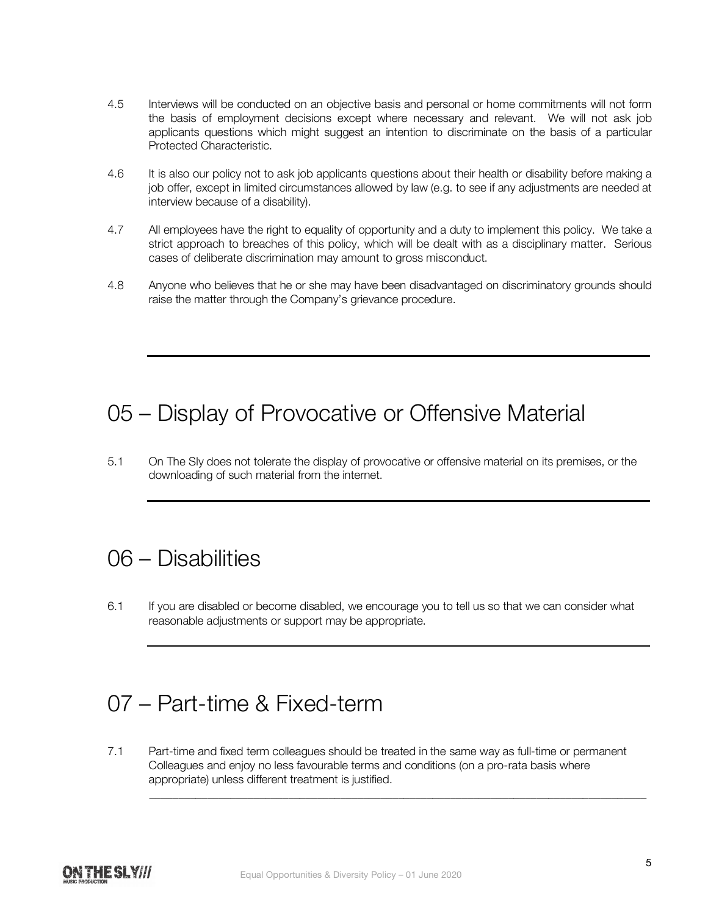4.5 Interviews will be conducted on an objective basis and personal or home commitments will not form the basis of employment decisions except where necessary and relevant. We will not ask job applicants questions which might suggest an intention to discriminate on the basis of a particular Protected Characteristic.

4.6 It is also our policy not to ask job applicants questions about their health or disability before making a job offer, except in limited circumstances allowed by law (e.g. to see if any adjustments are needed at interview because of a disability).

4.7 All employees have the right to equality of opportunity and a duty to implement this policy. We take a strict approach to breaches of this policy, which will be dealt with as a disciplinary matter. Serious cases of deliberate discrimination may amount to gross misconduct.

4.8 Anyone who believes that he or she may have been disadvantaged on discriminatory grounds should raise the matter through the Company's grievance procedure.

## 05 – Display of Provocative or Offensive Material

5.1 On The Sly does not tolerate the display of provocative or offensive material on its premises, or the downloading of such material from the internet.

## 06 – Disabilities

6.1 If you are disabled or become disabled, we encourage you to tell us so that we can consider what reasonable adjustments or support may be appropriate.

## 07 – Part-time & Fixed-term

7.1 Part-time and fixed term colleagues should be treated in the same way as full-time or permanent Colleagues and enjoy no less favourable terms and conditions (on a pro-rata basis where appropriate) unless different treatment is justified.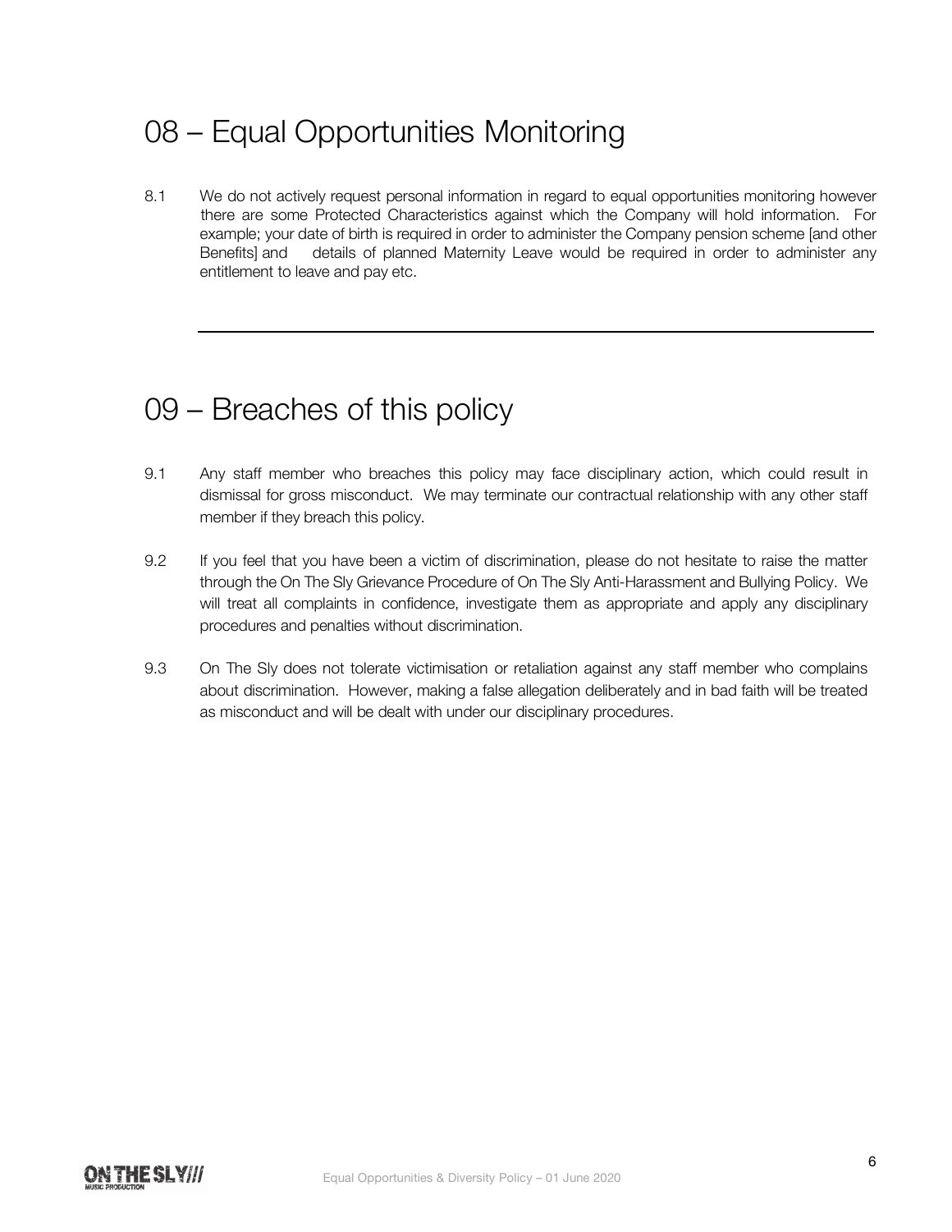# 08 – Equal Opportunities Monitoring

8.1 We do not actively request personal information in regard to equal opportunities monitoring however there are some Protected Characteristics against which the Company will hold information. For example; your date of birth is required in order to administer the Company pension scheme [and other Benefits] and details of planned Maternity Leave would be required in order to administer any entitlement to leave and pay etc.

---

# 09 – Breaches of this policy

9.1 Any staff member who breaches this policy may face disciplinary action, which could result in dismissal for gross misconduct. We may terminate our contractual relationship with any other staff member if they breach this policy.

9.2 If you feel that you have been a victim of discrimination, please do not hesitate to raise the matter through the On The Sly Grievance Procedure of On The Sly Anti-Harassment and Bullying Policy. We will treat all complaints in confidence, investigate them as appropriate and apply any disciplinary procedures and penalties without discrimination.

9.3 On The Sly does not tolerate victimisation or retaliation against any staff member who complains about discrimination. However, making a false allegation deliberately and in bad faith will be treated as misconduct and will be dealt with under our disciplinary procedures.